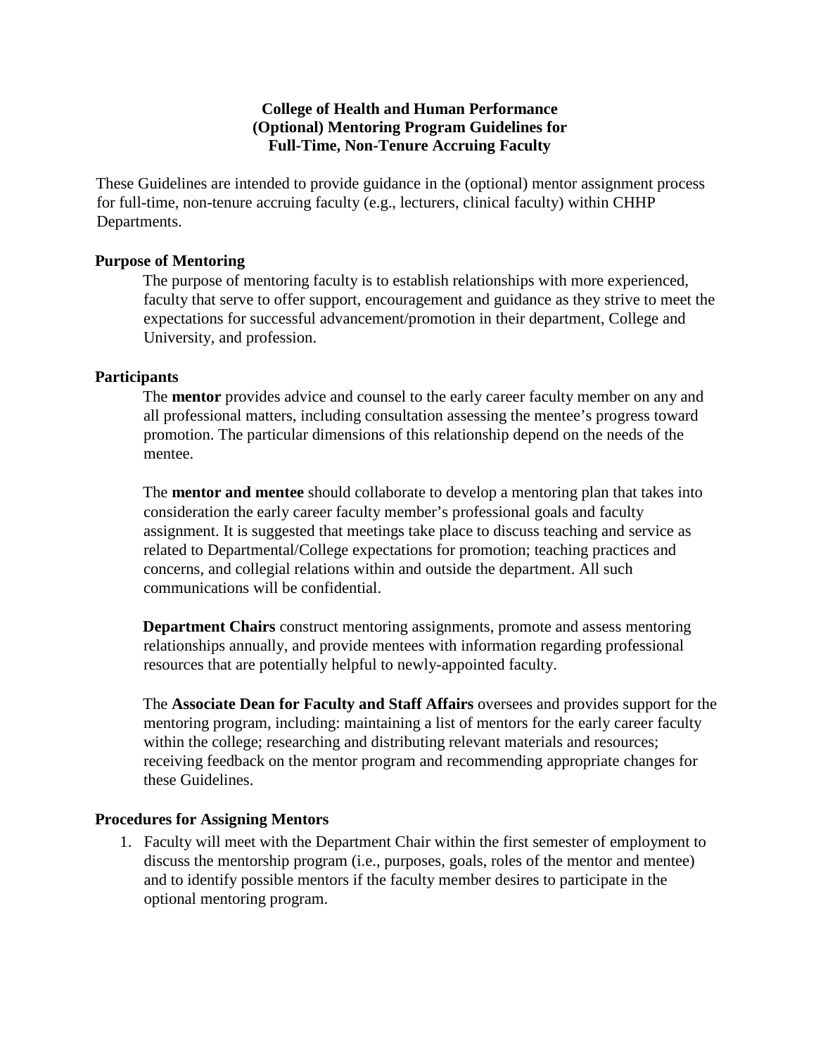# College of Health and Human Performance
# (Optional) Mentoring Program Guidelines for
# Full-Time, Non-Tenure Accruing Faculty

These Guidelines are intended to provide guidance in the (optional) mentor assignment process for full-time, non-tenure accruing faculty (e.g., lecturers, clinical faculty) within CHHP Departments.

## Purpose of Mentoring

The purpose of mentoring faculty is to establish relationships with more experienced, faculty that serve to offer support, encouragement and guidance as they strive to meet the expectations for successful advancement/promotion in their department, College and University, and profession.

## Participants

The **mentor** provides advice and counsel to the early career faculty member on any and all professional matters, including consultation assessing the mentee's progress toward promotion. The particular dimensions of this relationship depend on the needs of the mentee.

The **mentor and mentee** should collaborate to develop a mentoring plan that takes into consideration the early career faculty member's professional goals and faculty assignment. It is suggested that meetings take place to discuss teaching and service as related to Departmental/College expectations for promotion; teaching practices and concerns, and collegial relations within and outside the department. All such communications will be confidential.

**Department Chairs** construct mentoring assignments, promote and assess mentoring relationships annually, and provide mentees with information regarding professional resources that are potentially helpful to newly-appointed faculty.

The **Associate Dean for Faculty and Staff Affairs** oversees and provides support for the mentoring program, including: maintaining a list of mentors for the early career faculty within the college; researching and distributing relevant materials and resources; receiving feedback on the mentor program and recommending appropriate changes for these Guidelines.

## Procedures for Assigning Mentors

1. Faculty will meet with the Department Chair within the first semester of employment to discuss the mentorship program (i.e., purposes, goals, roles of the mentor and mentee) and to identify possible mentors if the faculty member desires to participate in the optional mentoring program.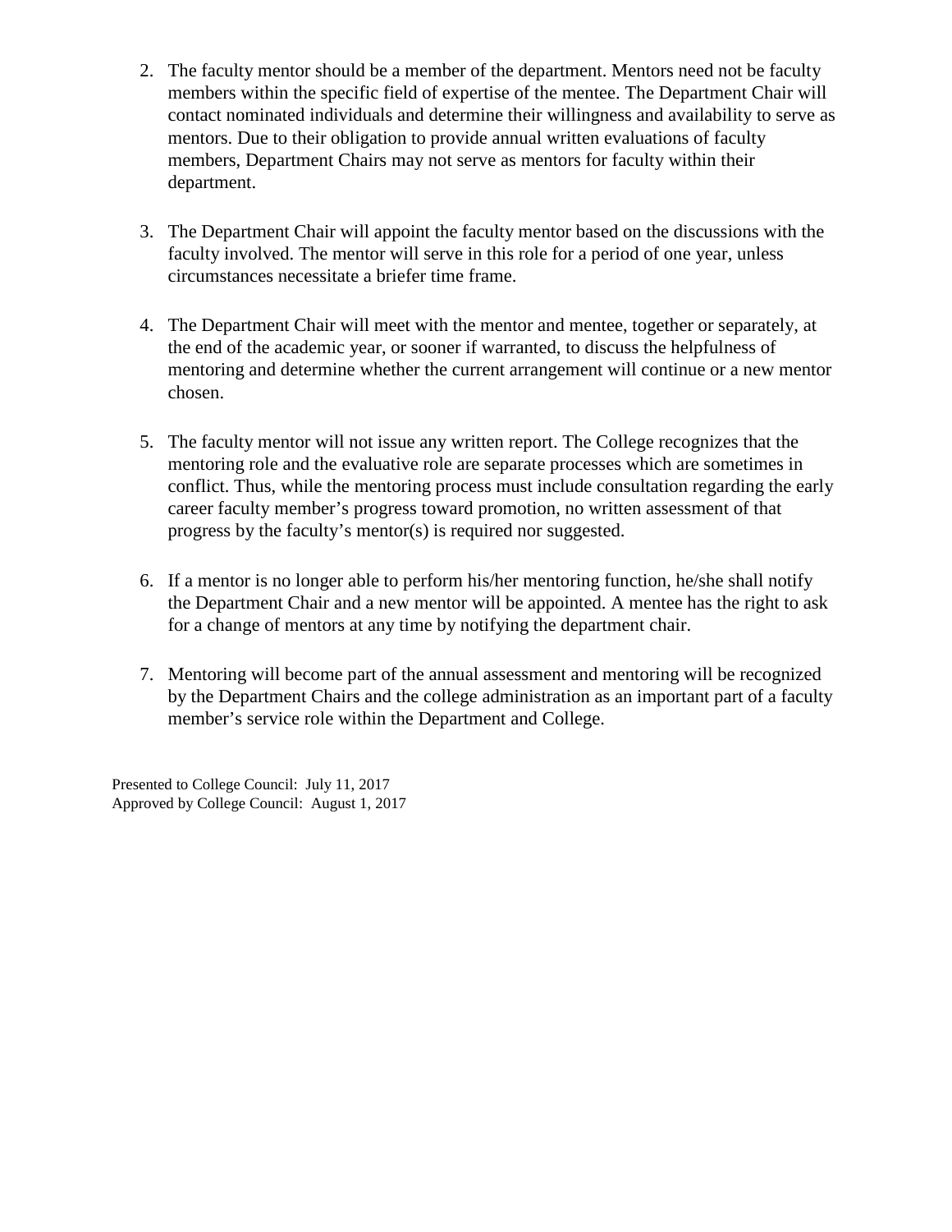2. The faculty mentor should be a member of the department. Mentors need not be faculty members within the specific field of expertise of the mentee. The Department Chair will contact nominated individuals and determine their willingness and availability to serve as mentors. Due to their obligation to provide annual written evaluations of faculty members, Department Chairs may not serve as mentors for faculty within their department.

3. The Department Chair will appoint the faculty mentor based on the discussions with the faculty involved. The mentor will serve in this role for a period of one year, unless circumstances necessitate a briefer time frame.

4. The Department Chair will meet with the mentor and mentee, together or separately, at the end of the academic year, or sooner if warranted, to discuss the helpfulness of mentoring and determine whether the current arrangement will continue or a new mentor chosen.

5. The faculty mentor will not issue any written report. The College recognizes that the mentoring role and the evaluative role are separate processes which are sometimes in conflict. Thus, while the mentoring process must include consultation regarding the early career faculty member's progress toward promotion, no written assessment of that progress by the faculty's mentor(s) is required nor suggested.

6. If a mentor is no longer able to perform his/her mentoring function, he/she shall notify the Department Chair and a new mentor will be appointed. A mentee has the right to ask for a change of mentors at any time by notifying the department chair.

7. Mentoring will become part of the annual assessment and mentoring will be recognized by the Department Chairs and the college administration as an important part of a faculty member's service role within the Department and College.

Presented to College Council: July 11, 2017
Approved by College Council: August 1, 2017